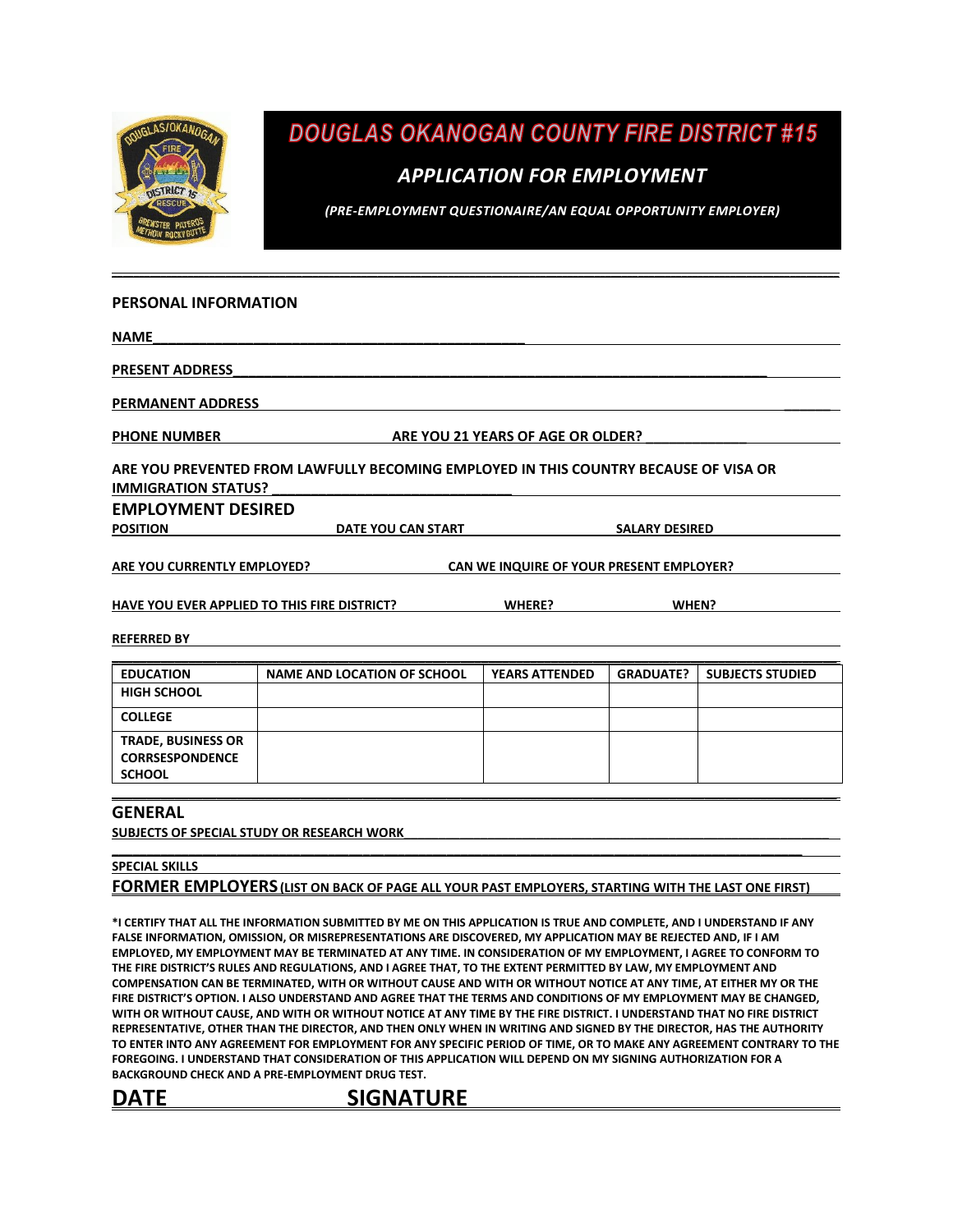# DOUGLAS OKANOGAN COUNTY FIRE DISTRICT #15

## *APPLICATION FOR EMPLOYMENT*

***(PRE-EMPLOYMENT QUESTIONAIRE/AN EQUAL OPPORTUNITY EMPLOYER)***

---

## PERSONAL INFORMATION

**NAME**\_\_\_\_\_\_\_\_\_\_\_\_\_\_\_\_\_\_\_\_\_\_\_\_\_\_\_\_\_\_\_\_\_\_\_\_\_\_\_\_\_\_\_\_\_\_\_\_\_\_

**PRESENT ADDRESS**\_\_\_\_\_\_\_\_\_\_\_\_\_\_\_\_\_\_\_\_\_\_\_\_\_\_\_\_\_\_\_\_\_\_\_\_\_\_\_\_\_\_\_\_\_\_\_\_\_\_\_\_\_\_\_\_\_\_\_\_\_\_\_\_\_\_\_\_

**PERMANENT ADDRESS** \_\_\_\_\_\_

**PHONE NUMBER** **ARE YOU 21 YEARS OF AGE OR OLDER?** \_\_\_\_\_\_\_\_\_\_\_\_\_\_

**ARE YOU PREVENTED FROM LAWFULLY BECOMING EMPLOYED IN THIS COUNTRY BECAUSE OF VISA OR IMMIGRATION STATUS?** \_\_\_\_\_\_\_\_\_\_\_\_\_\_\_\_\_\_\_\_\_\_\_\_\_\_\_\_\_\_\_\_

## EMPLOYMENT DESIRED

**POSITION** **DATE YOU CAN START** **SALARY DESIRED**

**ARE YOU CURRENTLY EMPLOYED?** **CAN WE INQUIRE OF YOUR PRESENT EMPLOYER?**

**HAVE YOU EVER APPLIED TO THIS FIRE DISTRICT?** **WHERE?** **WHEN?**

**REFERRED BY**

| EDUCATION | NAME AND LOCATION OF SCHOOL | YEARS ATTENDED | GRADUATE? | SUBJECTS STUDIED |
|---|---|---|---|---|
| HIGH SCHOOL | | | | |
| COLLEGE | | | | |
| TRADE, BUSINESS OR CORRSESPONDENCE SCHOOL | | | | |

## GENERAL

**SUBJECTS OF SPECIAL STUDY OR RESEARCH WORK**\_\_\_\_\_\_\_\_\_\_\_\_\_\_\_\_\_\_\_\_\_\_\_\_\_\_\_\_\_\_\_\_\_\_\_\_\_\_\_\_\_\_\_\_\_\_\_\_\_\_\_\_\_\_\_\_

**SPECIAL SKILLS**

**FORMER EMPLOYERS (LIST ON BACK OF PAGE ALL YOUR PAST EMPLOYERS, STARTING WITH THE LAST ONE FIRST)**

**\*I CERTIFY THAT ALL THE INFORMATION SUBMITTED BY ME ON THIS APPLICATION IS TRUE AND COMPLETE, AND I UNDERSTAND IF ANY FALSE INFORMATION, OMISSION, OR MISREPRESENTATIONS ARE DISCOVERED, MY APPLICATION MAY BE REJECTED AND, IF I AM EMPLOYED, MY EMPLOYMENT MAY BE TERMINATED AT ANY TIME. IN CONSIDERATION OF MY EMPLOYMENT, I AGREE TO CONFORM TO THE FIRE DISTRICT'S RULES AND REGULATIONS, AND I AGREE THAT, TO THE EXTENT PERMITTED BY LAW, MY EMPLOYMENT AND COMPENSATION CAN BE TERMINATED, WITH OR WITHOUT CAUSE AND WITH OR WITHOUT NOTICE AT ANY TIME, AT EITHER MY OR THE FIRE DISTRICT'S OPTION. I ALSO UNDERSTAND AND AGREE THAT THE TERMS AND CONDITIONS OF MY EMPLOYMENT MAY BE CHANGED, WITH OR WITHOUT CAUSE, AND WITH OR WITHOUT NOTICE AT ANY TIME BY THE FIRE DISTRICT. I UNDERSTAND THAT NO FIRE DISTRICT REPRESENTATIVE, OTHER THAN THE DIRECTOR, AND THEN ONLY WHEN IN WRITING AND SIGNED BY THE DIRECTOR, HAS THE AUTHORITY TO ENTER INTO ANY AGREEMENT FOR EMPLOYMENT FOR ANY SPECIFIC PERIOD OF TIME, OR TO MAKE ANY AGREEMENT CONTRARY TO THE FOREGOING. I UNDERSTAND THAT CONSIDERATION OF THIS APPLICATION WILL DEPEND ON MY SIGNING AUTHORIZATION FOR A BACKGROUND CHECK AND A PRE-EMPLOYMENT DRUG TEST.**

**DATE** **SIGNATURE**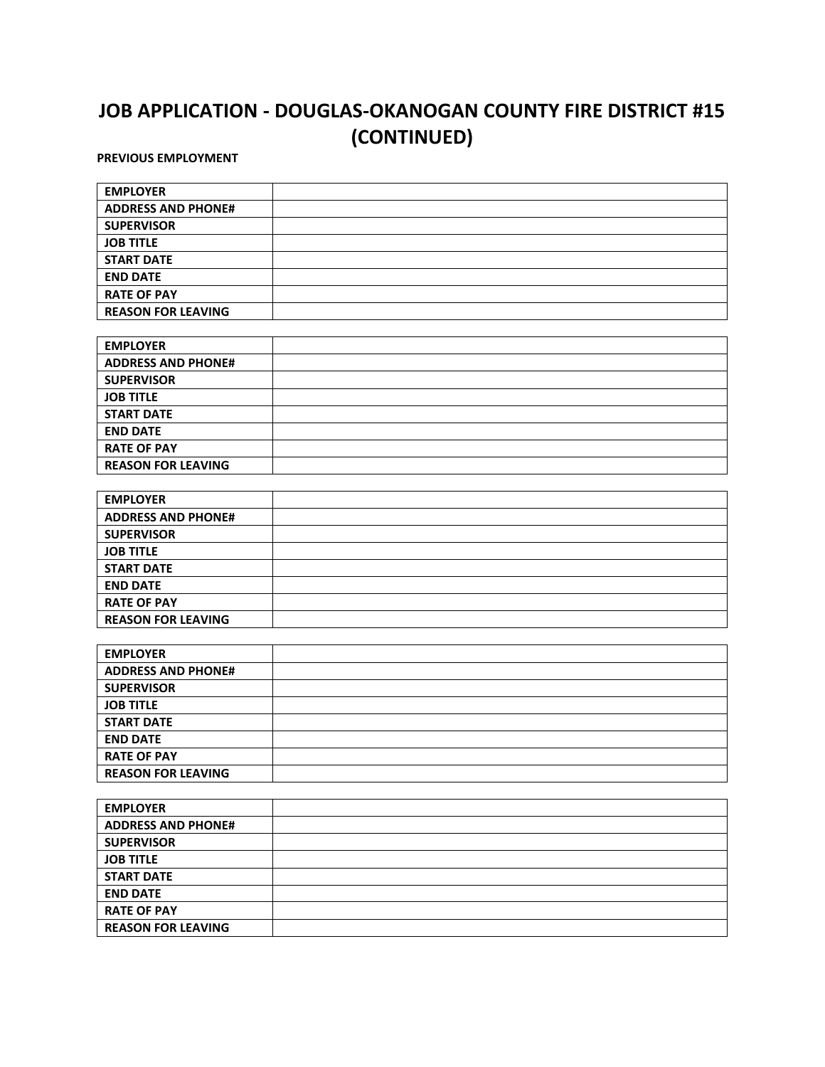# JOB APPLICATION - DOUGLAS-OKANOGAN COUNTY FIRE DISTRICT #15 (CONTINUED)

**PREVIOUS EMPLOYMENT**

| | |
|---|---|
| **EMPLOYER** | |
| **ADDRESS AND PHONE#** | |
| **SUPERVISOR** | |
| **JOB TITLE** | |
| **START DATE** | |
| **END DATE** | |
| **RATE OF PAY** | |
| **REASON FOR LEAVING** | |

| | |
|---|---|
| **EMPLOYER** | |
| **ADDRESS AND PHONE#** | |
| **SUPERVISOR** | |
| **JOB TITLE** | |
| **START DATE** | |
| **END DATE** | |
| **RATE OF PAY** | |
| **REASON FOR LEAVING** | |

| | |
|---|---|
| **EMPLOYER** | |
| **ADDRESS AND PHONE#** | |
| **SUPERVISOR** | |
| **JOB TITLE** | |
| **START DATE** | |
| **END DATE** | |
| **RATE OF PAY** | |
| **REASON FOR LEAVING** | |

| | |
|---|---|
| **EMPLOYER** | |
| **ADDRESS AND PHONE#** | |
| **SUPERVISOR** | |
| **JOB TITLE** | |
| **START DATE** | |
| **END DATE** | |
| **RATE OF PAY** | |
| **REASON FOR LEAVING** | |

| | |
|---|---|
| **EMPLOYER** | |
| **ADDRESS AND PHONE#** | |
| **SUPERVISOR** | |
| **JOB TITLE** | |
| **START DATE** | |
| **END DATE** | |
| **RATE OF PAY** | |
| **REASON FOR LEAVING** | |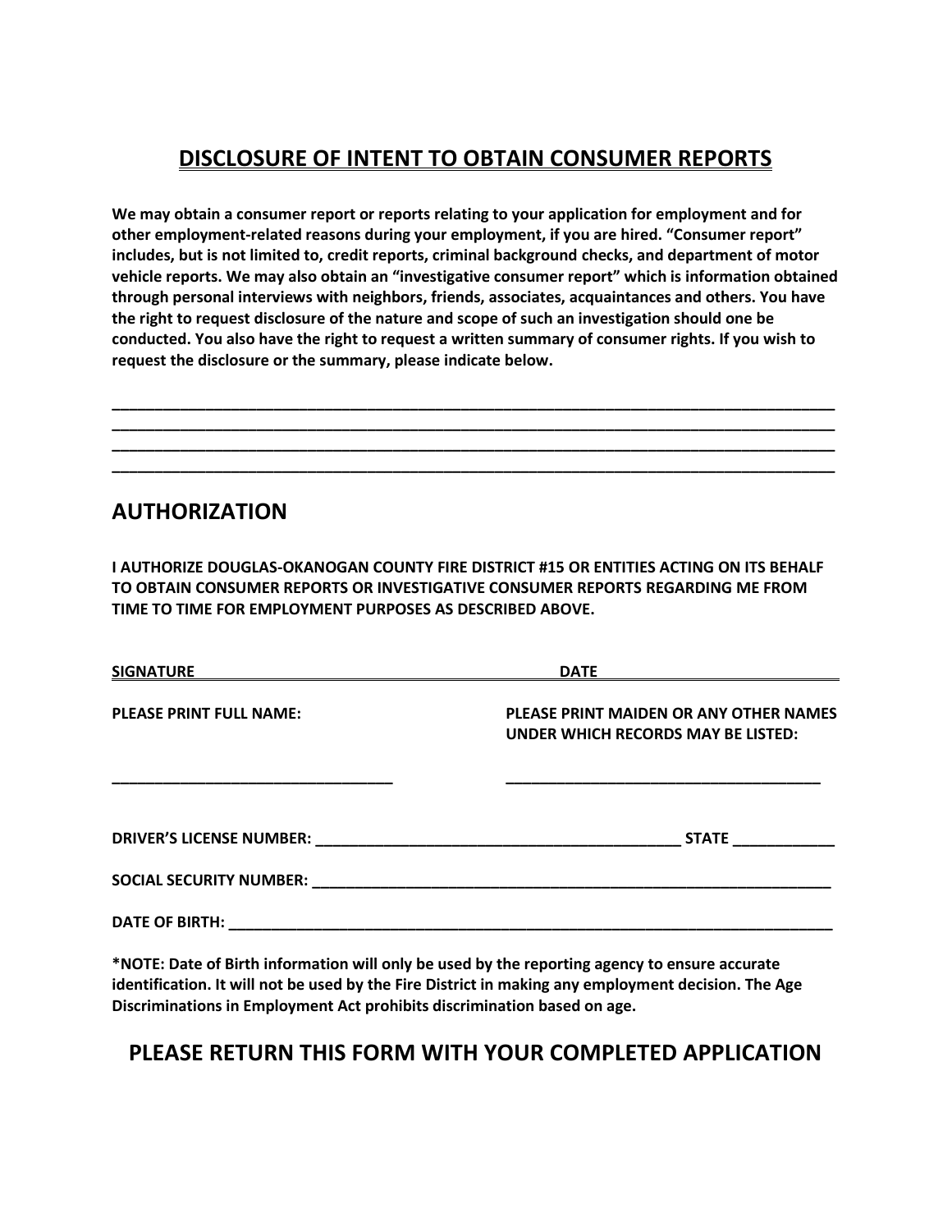## DISCLOSURE OF INTENT TO OBTAIN CONSUMER REPORTS

**We may obtain a consumer report or reports relating to your application for employment and for other employment-related reasons during your employment, if you are hired. "Consumer report" includes, but is not limited to, credit reports, criminal background checks, and department of motor vehicle reports. We may also obtain an "investigative consumer report" which is information obtained through personal interviews with neighbors, friends, associates, acquaintances and others. You have the right to request disclosure of the nature and scope of such an investigation should one be conducted. You also have the right to request a written summary of consumer rights. If you wish to request the disclosure or the summary, please indicate below.**

______________________________________________________________________________

______________________________________________________________________________

______________________________________________________________________________

______________________________________________________________________________

## AUTHORIZATION

**I AUTHORIZE DOUGLAS-OKANOGAN COUNTY FIRE DISTRICT #15 OR ENTITIES ACTING ON ITS BEHALF TO OBTAIN CONSUMER REPORTS OR INVESTIGATIVE CONSUMER REPORTS REGARDING ME FROM TIME TO TIME FOR EMPLOYMENT PURPOSES AS DESCRIBED ABOVE.**

**SIGNATURE** ________________________________ **DATE** ______________________

**PLEASE PRINT FULL NAME:** ________________________________

**PLEASE PRINT MAIDEN OR ANY OTHER NAMES UNDER WHICH RECORDS MAY BE LISTED:** ________________________________

**DRIVER'S LICENSE NUMBER:** ____________________________________ **STATE** ____________

**SOCIAL SECURITY NUMBER:** ________________________________________________________

**DATE OF BIRTH:** ________________________________________________________________

**\*NOTE: Date of Birth information will only be used by the reporting agency to ensure accurate identification. It will not be used by the Fire District in making any employment decision. The Age Discriminations in Employment Act prohibits discrimination based on age.**

## PLEASE RETURN THIS FORM WITH YOUR COMPLETED APPLICATION